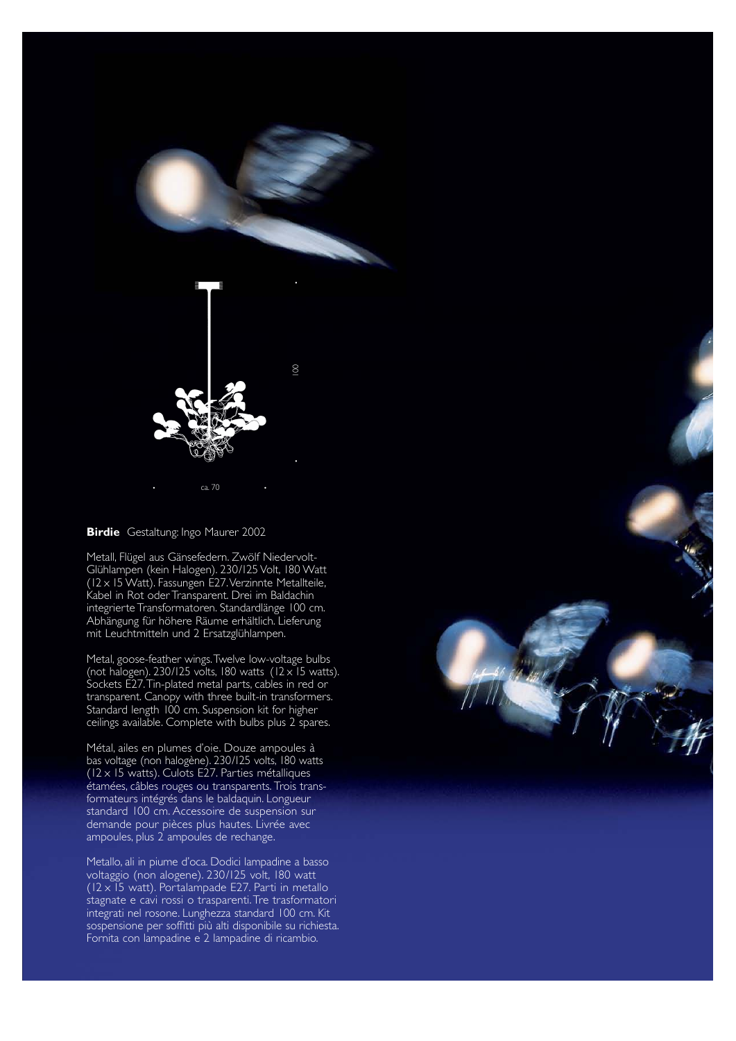**Birdie** Gestaltung: Ingo Maurer 2002

Metall, Flügel aus Gänsefedern. Zwölf Niedervolt-Glühlampen (kein Halogen). 230/125 Volt, 180 Watt (12 x 15 Watt). Fassungen E27. Verzinnte Metallteile, Kabel in Rot oder Transparent. Drei im Baldachin integrierte Transformatoren. Standardlänge 100 cm. Abhängung für höhere Räume erhältlich. Lieferung mit Leuchtmitteln und 2 Ersatzglühlampen.

Metal, goose-feather wings. Twelve low-voltage bulbs (not halogen). 230/125 volts, 180 watts (12 x 15 watts). Sockets E27. Tin-plated metal parts, cables in red or transparent. Canopy with three built-in transformers. Standard length 100 cm. Suspension kit for higher ceilings available. Complete with bulbs plus 2 spares.

Métal, ailes en plumes d'oie. Douze ampoules à bas voltage (non halogène). 230/125 volts, 180 watts (12 x 15 watts). Culots E27. Parties métalliques étamées, câbles rouges ou transparents. Trois transformateurs intégrés dans le baldaquin. Longueur standard 100 cm. Accessoire de suspension sur demande pour pièces plus hautes. Livrée avec ampoules, plus 2 ampoules de rechange.

Metallo, ali in piume d'oca. Dodici lampadine a basso voltaggio (non alogene). 230/125 volt, 180 watt (12 x 15 watt). Portalampade E27. Parti in metallo stagnate e cavi rossi o trasparenti. Tre trasformatori integrati nel rosone. Lunghezza standard 100 cm. Kit sospensione per soffitti più alti disponibile su richiesta. Fornita con lampadine e 2 lampadine di ricambio.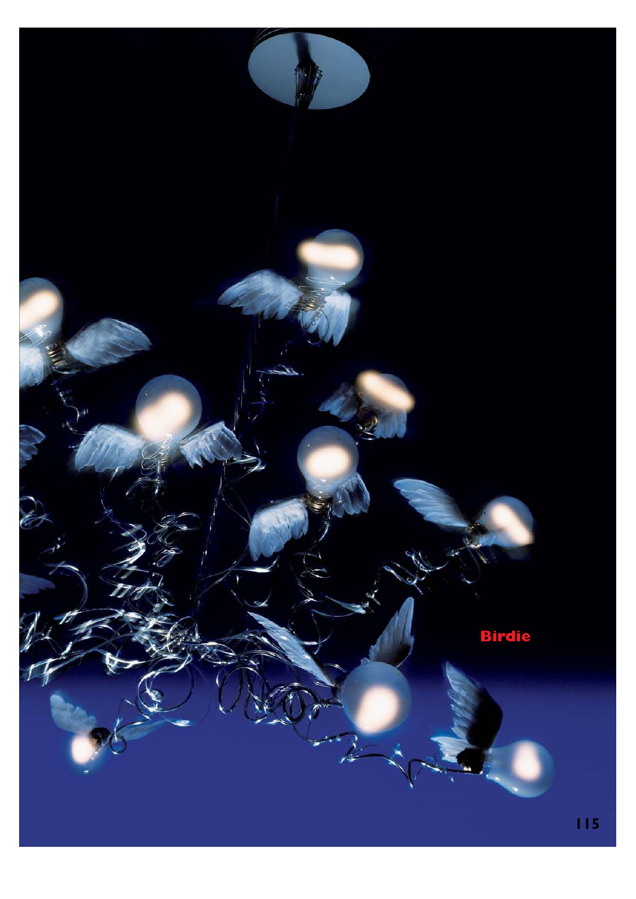**Birdie**